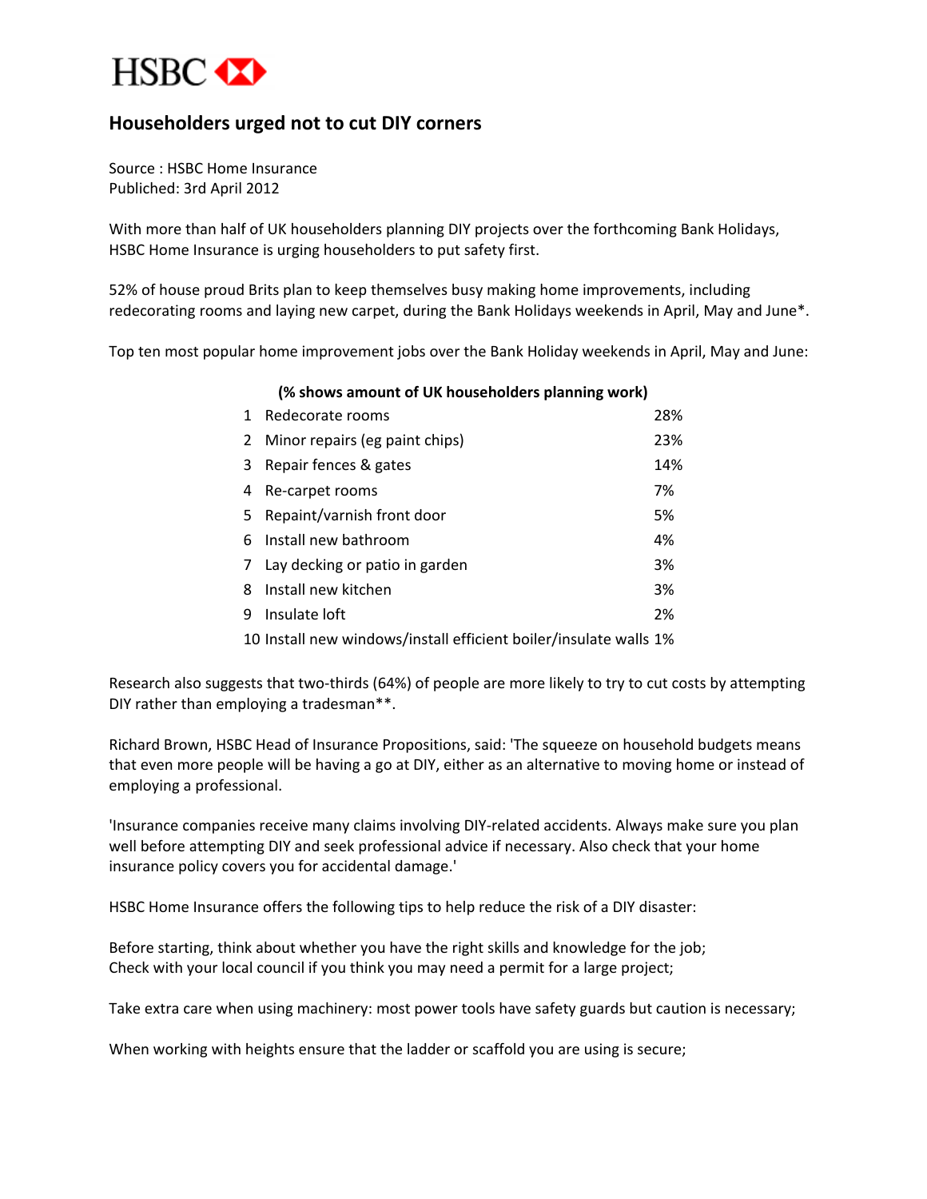HSBC

# Householders urged not to cut DIY corners

Source : HSBC Home Insurance
Published: 3rd April 2012

With more than half of UK householders planning DIY projects over the forthcoming Bank Holidays, HSBC Home Insurance is urging householders to put safety first.

52% of house proud Brits plan to keep themselves busy making home improvements, including redecorating rooms and laying new carpet, during the Bank Holidays weekends in April, May and June*.

Top ten most popular home improvement jobs over the Bank Holiday weekends in April, May and June:

**(% shows amount of UK householders planning work)**

| | | |
|---|---|---|
| 1 | Redecorate rooms | 28% |
| 2 | Minor repairs (eg paint chips) | 23% |
| 3 | Repair fences & gates | 14% |
| 4 | Re-carpet rooms | 7% |
| 5 | Repaint/varnish front door | 5% |
| 6 | Install new bathroom | 4% |
| 7 | Lay decking or patio in garden | 3% |
| 8 | Install new kitchen | 3% |
| 9 | Insulate loft | 2% |
| 10 | Install new windows/install efficient boiler/insulate walls | 1% |

Research also suggests that two-thirds (64%) of people are more likely to try to cut costs by attempting DIY rather than employing a tradesman**.

Richard Brown, HSBC Head of Insurance Propositions, said: 'The squeeze on household budgets means that even more people will be having a go at DIY, either as an alternative to moving home or instead of employing a professional.

'Insurance companies receive many claims involving DIY-related accidents. Always make sure you plan well before attempting DIY and seek professional advice if necessary. Also check that your home insurance policy covers you for accidental damage.'

HSBC Home Insurance offers the following tips to help reduce the risk of a DIY disaster:

Before starting, think about whether you have the right skills and knowledge for the job;
Check with your local council if you think you may need a permit for a large project;

Take extra care when using machinery: most power tools have safety guards but caution is necessary;

When working with heights ensure that the ladder or scaffold you are using is secure;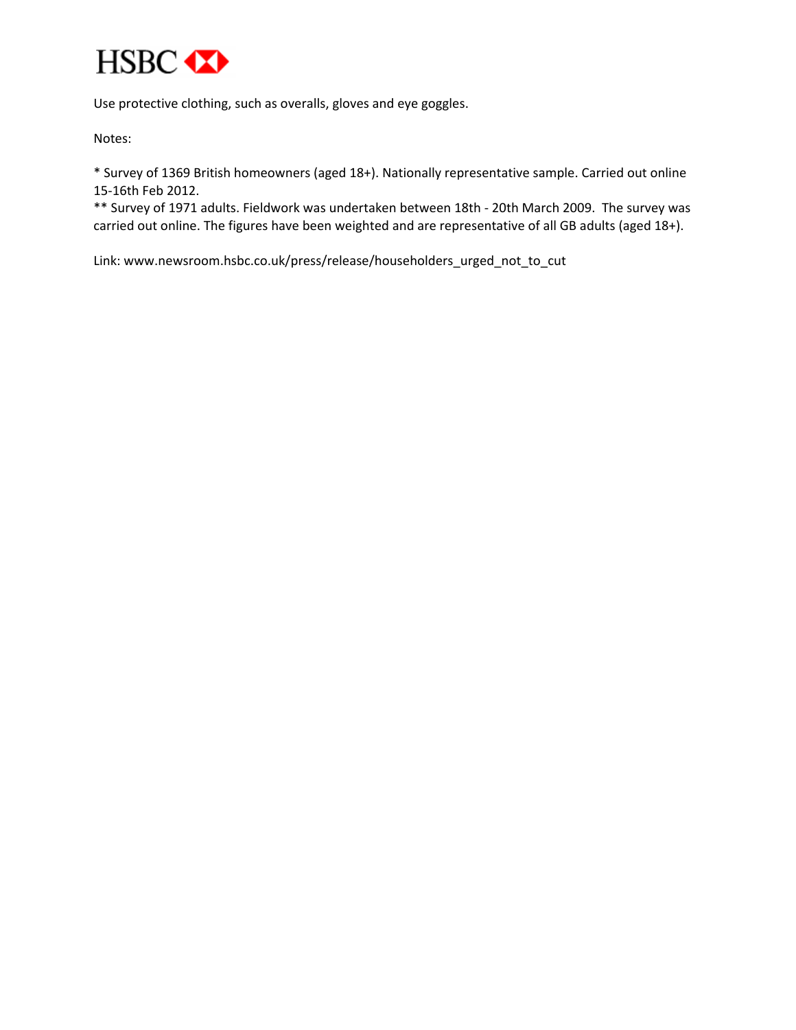Use protective clothing, such as overalls, gloves and eye goggles.

Notes:

* Survey of 1369 British homeowners (aged 18+). Nationally representative sample. Carried out online 15-16th Feb 2012.
** Survey of 1971 adults. Fieldwork was undertaken between 18th - 20th March 2009. The survey was carried out online. The figures have been weighted and are representative of all GB adults (aged 18+).

Link: www.newsroom.hsbc.co.uk/press/release/householders_urged_not_to_cut